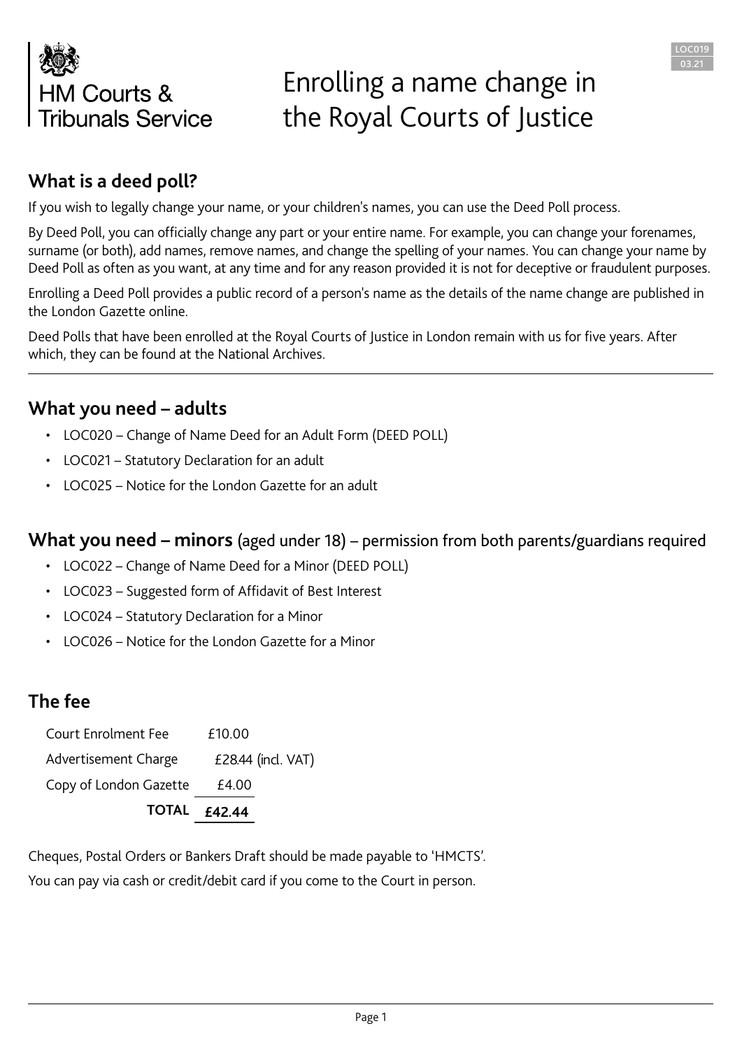HM Courts & Tribunals Service

LOC019
03.21

# Enrolling a name change in the Royal Courts of Justice

## What is a deed poll?

If you wish to legally change your name, or your children's names, you can use the Deed Poll process.

By Deed Poll, you can officially change any part or your entire name. For example, you can change your forenames, surname (or both), add names, remove names, and change the spelling of your names. You can change your name by Deed Poll as often as you want, at any time and for any reason provided it is not for deceptive or fraudulent purposes.

Enrolling a Deed Poll provides a public record of a person's name as the details of the name change are published in the London Gazette online.

Deed Polls that have been enrolled at the Royal Courts of Justice in London remain with us for five years. After which, they can be found at the National Archives.

## What you need – adults

- LOC020 – Change of Name Deed for an Adult Form (DEED POLL)
- LOC021 – Statutory Declaration for an adult
- LOC025 – Notice for the London Gazette for an adult

## What you need – minors (aged under 18) – permission from both parents/guardians required

- LOC022 – Change of Name Deed for a Minor (DEED POLL)
- LOC023 – Suggested form of Affidavit of Best Interest
- LOC024 – Statutory Declaration for a Minor
- LOC026 – Notice for the London Gazette for a Minor

## The fee

| | |
|---|---|
| Court Enrolment Fee | £10.00 |
| Advertisement Charge | £28.44 (incl. VAT) |
| Copy of London Gazette | £4.00 |
| **TOTAL** | **£42.44** |

Cheques, Postal Orders or Bankers Draft should be made payable to 'HMCTS'.

You can pay via cash or credit/debit card if you come to the Court in person.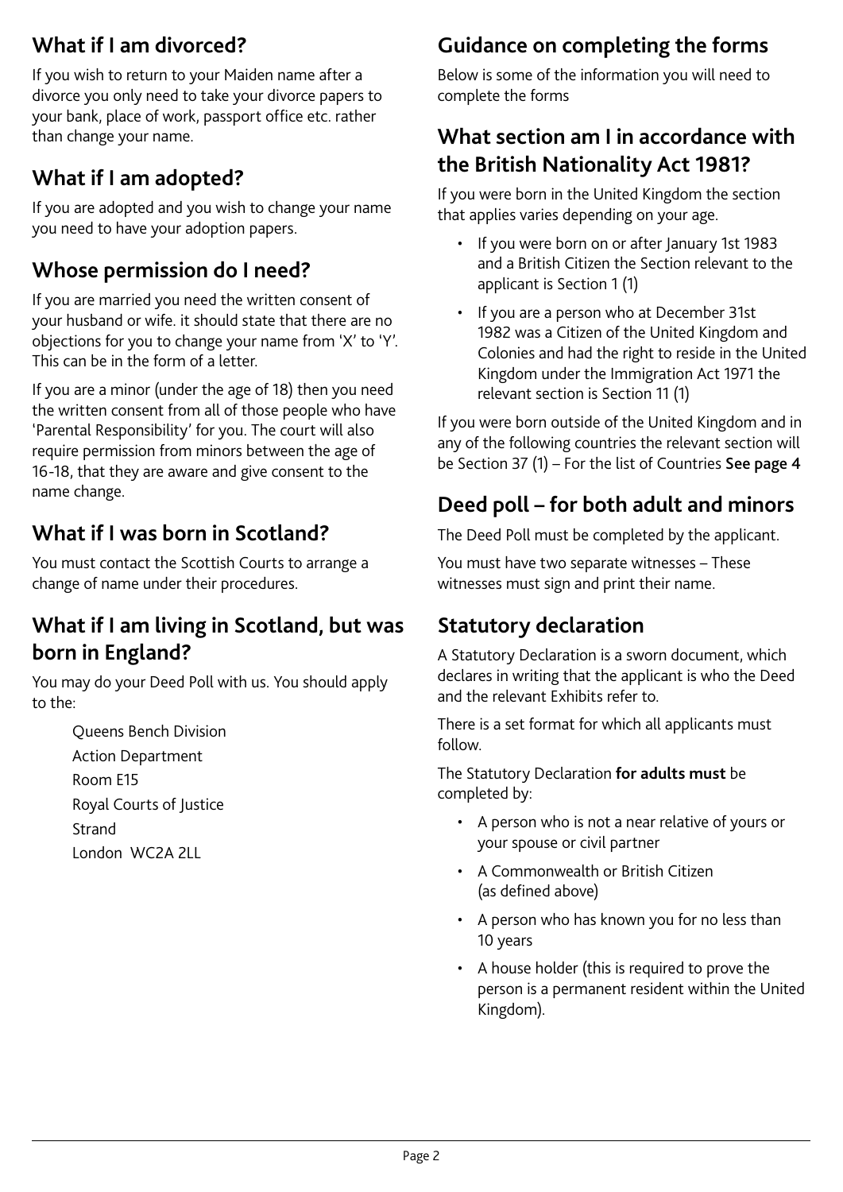## What if I am divorced?

If you wish to return to your Maiden name after a divorce you only need to take your divorce papers to your bank, place of work, passport office etc. rather than change your name.

## What if I am adopted?

If you are adopted and you wish to change your name you need to have your adoption papers.

## Whose permission do I need?

If you are married you need the written consent of your husband or wife. it should state that there are no objections for you to change your name from 'X' to 'Y'. This can be in the form of a letter.

If you are a minor (under the age of 18) then you need the written consent from all of those people who have 'Parental Responsibility' for you. The court will also require permission from minors between the age of 16-18, that they are aware and give consent to the name change.

## What if I was born in Scotland?

You must contact the Scottish Courts to arrange a change of name under their procedures.

## What if I am living in Scotland, but was born in England?

You may do your Deed Poll with us. You should apply to the:

Queens Bench Division
Action Department
Room E15
Royal Courts of Justice
Strand
London WC2A 2LL

## Guidance on completing the forms

Below is some of the information you will need to complete the forms

## What section am I in accordance with the British Nationality Act 1981?

If you were born in the United Kingdom the section that applies varies depending on your age.

- If you were born on or after January 1st 1983 and a British Citizen the Section relevant to the applicant is Section 1 (1)
- If you are a person who at December 31st 1982 was a Citizen of the United Kingdom and Colonies and had the right to reside in the United Kingdom under the Immigration Act 1971 the relevant section is Section 11 (1)

If you were born outside of the United Kingdom and in any of the following countries the relevant section will be Section 37 (1) – For the list of Countries **See page 4**

## Deed poll – for both adult and minors

The Deed Poll must be completed by the applicant.

You must have two separate witnesses – These witnesses must sign and print their name.

## Statutory declaration

A Statutory Declaration is a sworn document, which declares in writing that the applicant is who the Deed and the relevant Exhibits refer to.

There is a set format for which all applicants must follow.

The Statutory Declaration **for adults must** be completed by:

- A person who is not a near relative of yours or your spouse or civil partner
- A Commonwealth or British Citizen (as defined above)
- A person who has known you for no less than 10 years
- A house holder (this is required to prove the person is a permanent resident within the United Kingdom).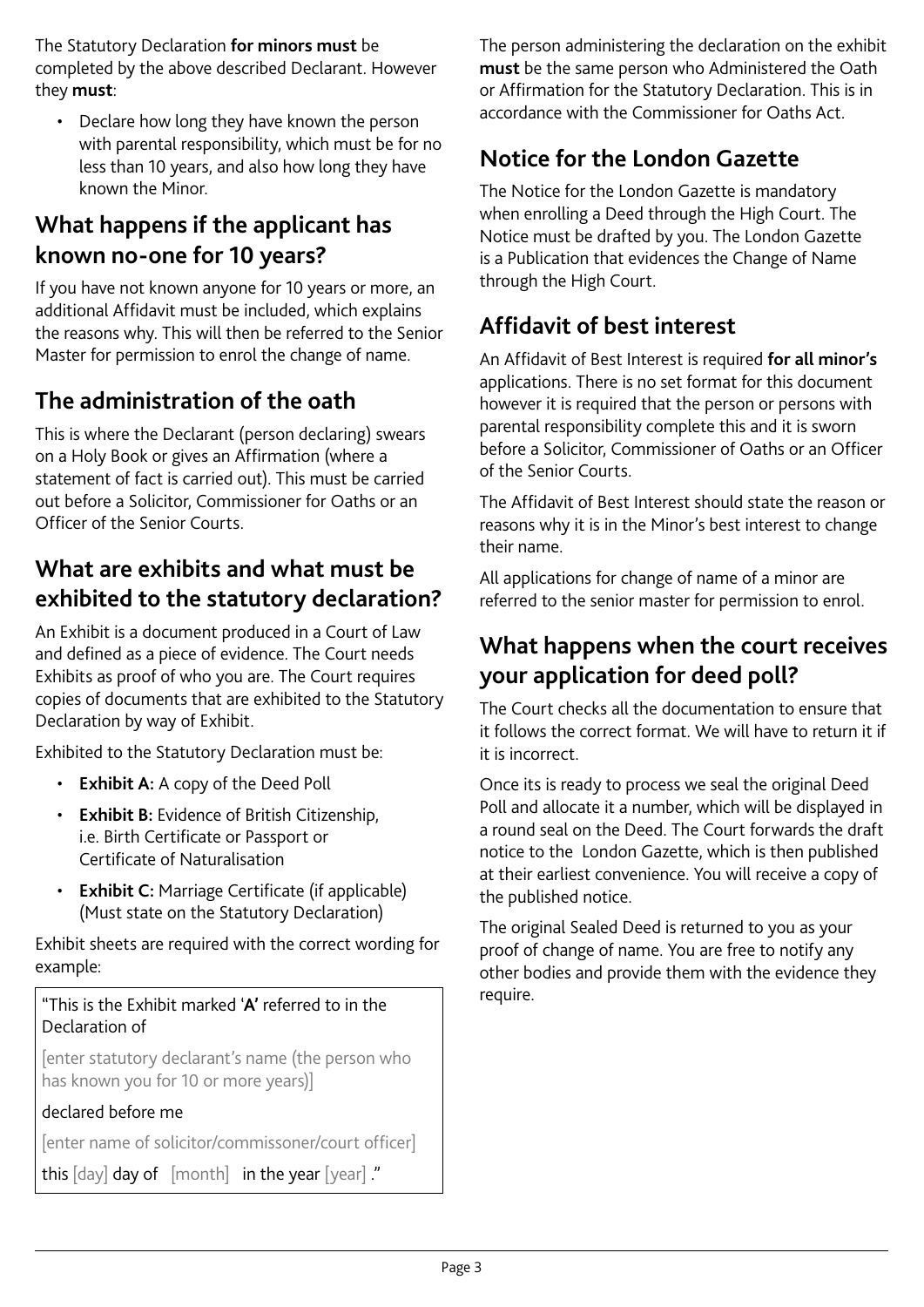The Statutory Declaration **for minors must** be completed by the above described Declarant. However they **must**:

- Declare how long they have known the person with parental responsibility, which must be for no less than 10 years, and also how long they have known the Minor.

## What happens if the applicant has known no-one for 10 years?

If you have not known anyone for 10 years or more, an additional Affidavit must be included, which explains the reasons why. This will then be referred to the Senior Master for permission to enrol the change of name.

## The administration of the oath

This is where the Declarant (person declaring) swears on a Holy Book or gives an Affirmation (where a statement of fact is carried out). This must be carried out before a Solicitor, Commissioner for Oaths or an Officer of the Senior Courts.

## What are exhibits and what must be exhibited to the statutory declaration?

An Exhibit is a document produced in a Court of Law and defined as a piece of evidence. The Court needs Exhibits as proof of who you are. The Court requires copies of documents that are exhibited to the Statutory Declaration by way of Exhibit.

Exhibited to the Statutory Declaration must be:

- **Exhibit A:** A copy of the Deed Poll
- **Exhibit B:** Evidence of British Citizenship, i.e. Birth Certificate or Passport or Certificate of Naturalisation
- **Exhibit C:** Marriage Certificate (if applicable) (Must state on the Statutory Declaration)

Exhibit sheets are required with the correct wording for example:

> "This is the Exhibit marked '**A**' referred to in the Declaration of
>
> [enter statutory declarant's name (the person who has known you for 10 or more years)]
>
> declared before me
>
> [enter name of solicitor/commissoner/court officer]
>
> this [day] day of [month] in the year [year] ."

The person administering the declaration on the exhibit **must** be the same person who Administered the Oath or Affirmation for the Statutory Declaration. This is in accordance with the Commissioner for Oaths Act.

## Notice for the London Gazette

The Notice for the London Gazette is mandatory when enrolling a Deed through the High Court. The Notice must be drafted by you. The London Gazette is a Publication that evidences the Change of Name through the High Court.

## Affidavit of best interest

An Affidavit of Best Interest is required **for all minor's** applications. There is no set format for this document however it is required that the person or persons with parental responsibility complete this and it is sworn before a Solicitor, Commissioner of Oaths or an Officer of the Senior Courts.

The Affidavit of Best Interest should state the reason or reasons why it is in the Minor's best interest to change their name.

All applications for change of name of a minor are referred to the senior master for permission to enrol.

## What happens when the court receives your application for deed poll?

The Court checks all the documentation to ensure that it follows the correct format. We will have to return it if it is incorrect.

Once its is ready to process we seal the original Deed Poll and allocate it a number, which will be displayed in a round seal on the Deed. The Court forwards the draft notice to the London Gazette, which is then published at their earliest convenience. You will receive a copy of the published notice.

The original Sealed Deed is returned to you as your proof of change of name. You are free to notify any other bodies and provide them with the evidence they require.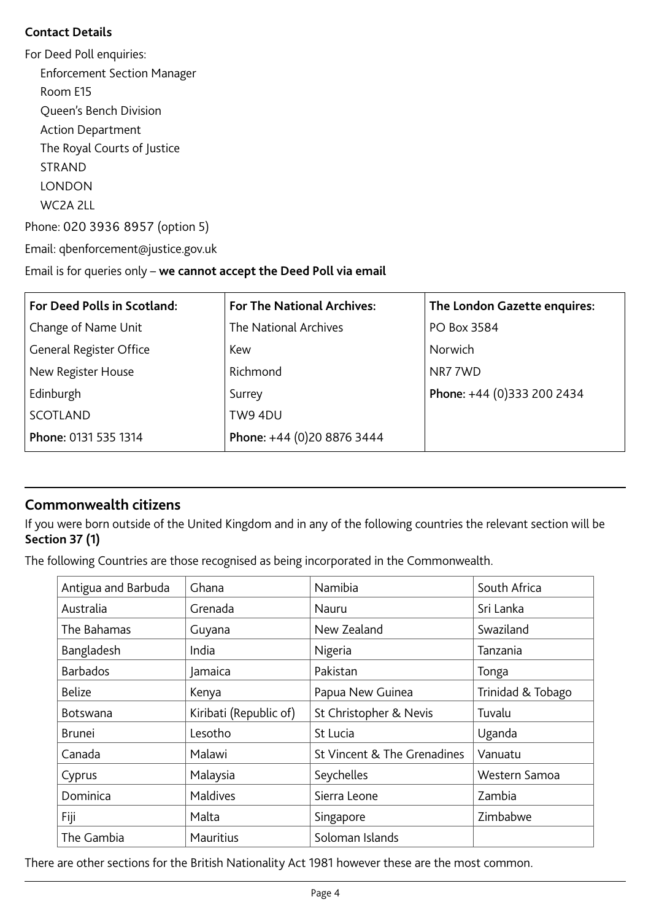**Contact Details**

For Deed Poll enquiries:

Enforcement Section Manager
Room E15
Queen's Bench Division
Action Department
The Royal Courts of Justice
STRAND
LONDON
WC2A 2LL

Phone: 020 3936 8957 (option 5)

Email: qbenforcement@justice.gov.uk

Email is for queries only – **we cannot accept the Deed Poll via email**

| For Deed Polls in Scotland: | For The National Archives: | The London Gazette enquires: |
|---|---|---|
| Change of Name Unit | The National Archives | PO Box 3584 |
| General Register Office | Kew | Norwich |
| New Register House | Richmond | NR7 7WD |
| Edinburgh | Surrey | **Phone:** +44 (0)333 200 2434 |
| SCOTLAND | TW9 4DU | |
| **Phone:** 0131 535 1314 | **Phone:** +44 (0)20 8876 3444 | |

## Commonwealth citizens

If you were born outside of the United Kingdom and in any of the following countries the relevant section will be **Section 37 (1)**

The following Countries are those recognised as being incorporated in the Commonwealth.

| | | | |
|---|---|---|---|
| Antigua and Barbuda | Ghana | Namibia | South Africa |
| Australia | Grenada | Nauru | Sri Lanka |
| The Bahamas | Guyana | New Zealand | Swaziland |
| Bangladesh | India | Nigeria | Tanzania |
| Barbados | Jamaica | Pakistan | Tonga |
| Belize | Kenya | Papua New Guinea | Trinidad & Tobago |
| Botswana | Kiribati (Republic of) | St Christopher & Nevis | Tuvalu |
| Brunei | Lesotho | St Lucia | Uganda |
| Canada | Malawi | St Vincent & The Grenadines | Vanuatu |
| Cyprus | Malaysia | Seychelles | Western Samoa |
| Dominica | Maldives | Sierra Leone | Zambia |
| Fiji | Malta | Singapore | Zimbabwe |
| The Gambia | Mauritius | Soloman Islands | |

There are other sections for the British Nationality Act 1981 however these are the most common.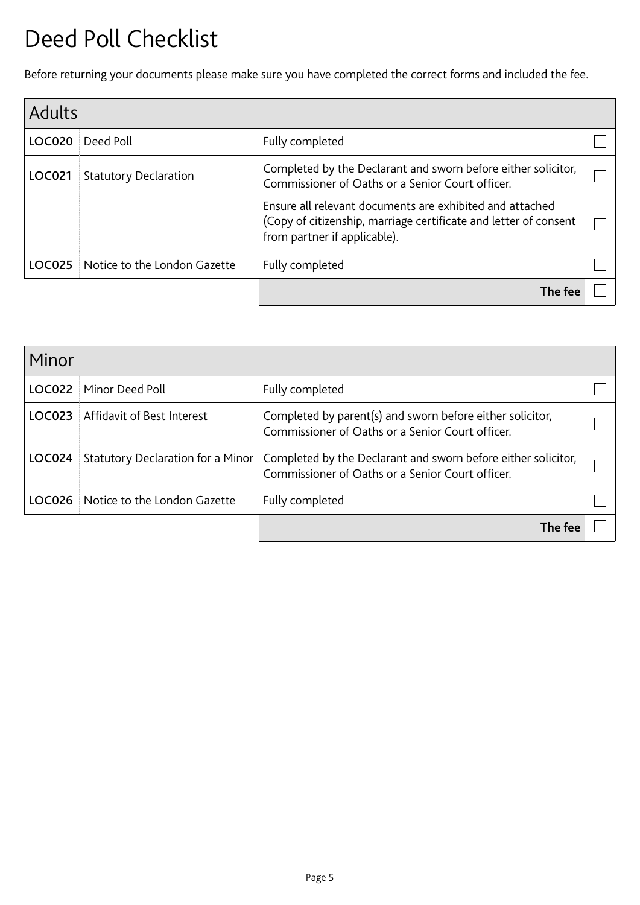# Deed Poll Checklist

Before returning your documents please make sure you have completed the correct forms and included the fee.

| Adults | | | |
|---|---|---|---|
| **LOC020** | Deed Poll | Fully completed | ☐ |
| **LOC021** | Statutory Declaration | Completed by the Declarant and sworn before either solicitor, Commissioner of Oaths or a Senior Court officer. | ☐ |
| | | Ensure all relevant documents are exhibited and attached (Copy of citizenship, marriage certificate and letter of consent from partner if applicable). | ☐ |
| **LOC025** | Notice to the London Gazette | Fully completed | ☐ |
| | | **The fee** | ☐ |

| Minor | | | |
|---|---|---|---|
| **LOC022** | Minor Deed Poll | Fully completed | ☐ |
| **LOC023** | Affidavit of Best Interest | Completed by parent(s) and sworn before either solicitor, Commissioner of Oaths or a Senior Court officer. | ☐ |
| **LOC024** | Statutory Declaration for a Minor | Completed by the Declarant and sworn before either solicitor, Commissioner of Oaths or a Senior Court officer. | ☐ |
| **LOC026** | Notice to the London Gazette | Fully completed | ☐ |
| | | **The fee** | ☐ |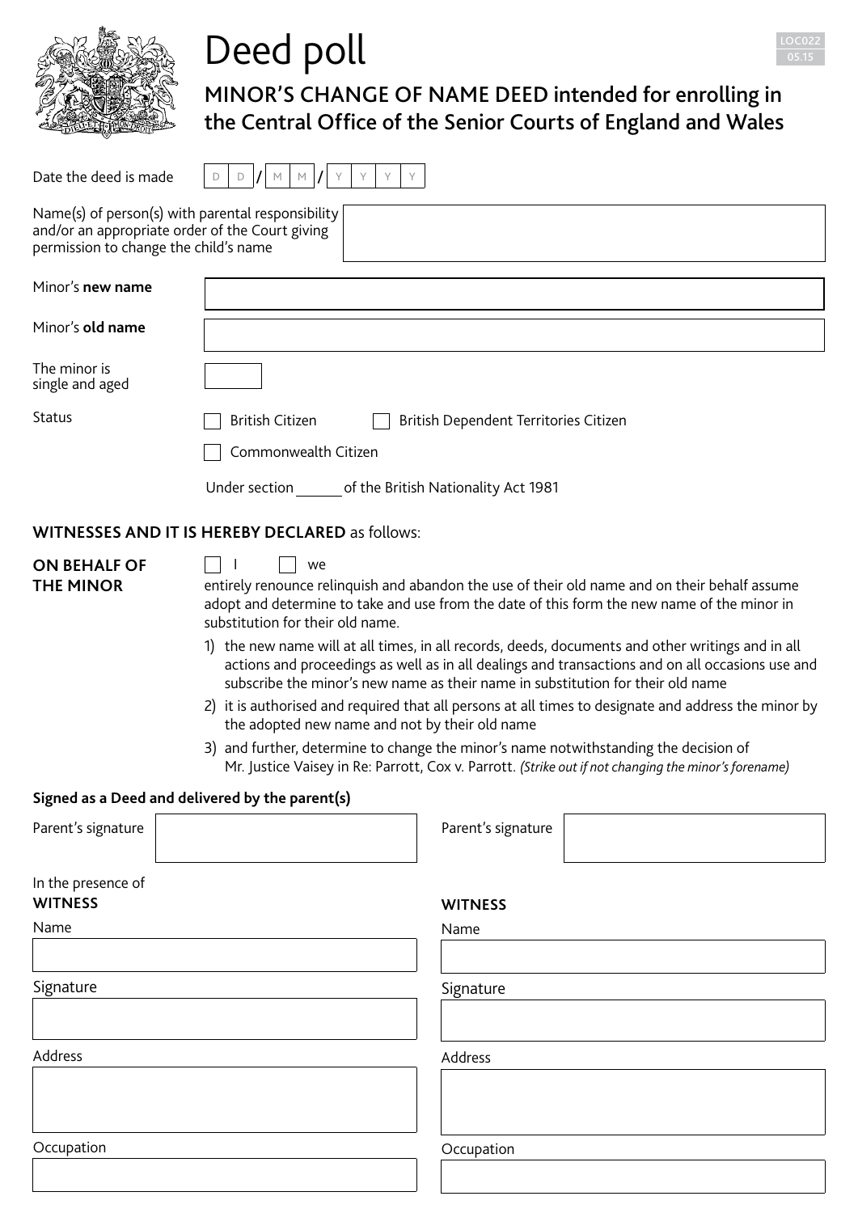# Deed poll

LOC022
05.15

## MINOR'S CHANGE OF NAME DEED intended for enrolling in the Central Office of the Senior Courts of England and Wales

Date the deed is made D D / M M / Y Y Y Y

Name(s) of person(s) with parental responsibility and/or an appropriate order of the Court giving permission to change the child's name

Minor's **new name**

Minor's **old name**

The minor is single and aged

Status

☐ British Citizen ☐ British Dependent Territories Citizen

☐ Commonwealth Citizen

Under section ______ of the British Nationality Act 1981

**WITNESSES AND IT IS HEREBY DECLARED** as follows:

**ON BEHALF OF THE MINOR**

☐ I ☐ we

entirely renounce relinquish and abandon the use of their old name and on their behalf assume adopt and determine to take and use from the date of this form the new name of the minor in substitution for their old name.

1) the new name will at all times, in all records, deeds, documents and other writings and in all actions and proceedings as well as in all dealings and transactions and on all occasions use and subscribe the minor's new name as their name in substitution for their old name
2) it is authorised and required that all persons at all times to designate and address the minor by the adopted new name and not by their old name
3) and further, determine to change the minor's name notwithstanding the decision of Mr. Justice Vaisey in Re: Parrott, Cox v. Parrott. *(Strike out if not changing the minor's forename)*

**Signed as a Deed and delivered by the parent(s)**

Parent's signature

Parent's signature

In the presence of

**WITNESS**

Name

Signature

Address

Occupation

**WITNESS**

Name

Signature

Address

Occupation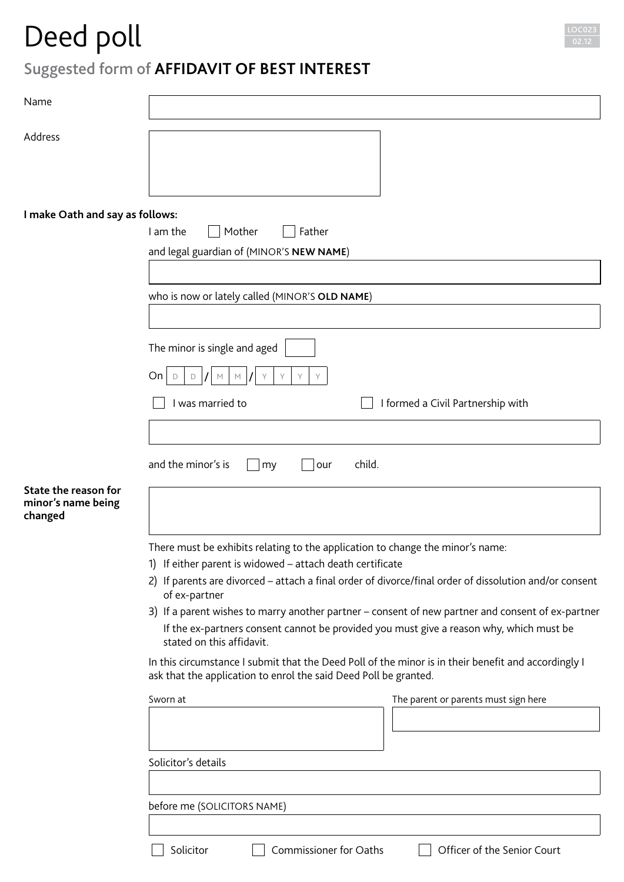# Deed poll

LOC023
02.12

## Suggested form of **AFFIDAVIT OF BEST INTEREST**

Name

Address

**I make Oath and say as follows:**

I am the ☐ Mother ☐ Father

and legal guardian of (MINOR'S **NEW NAME**)

who is now or lately called (MINOR'S **OLD NAME**)

The minor is single and aged

On D D / M M / Y Y Y Y

☐ I was married to ☐ I formed a Civil Partnership with

and the minor's is ☐ my ☐ our child.

**State the reason for minor's name being changed**

There must be exhibits relating to the application to change the minor's name:

1) If either parent is widowed – attach death certificate
2) If parents are divorced – attach a final order of divorce/final order of dissolution and/or consent of ex-partner
3) If a parent wishes to marry another partner – consent of new partner and consent of ex-partner
   If the ex-partners consent cannot be provided you must give a reason why, which must be stated on this affidavit.

In this circumstance I submit that the Deed Poll of the minor is in their benefit and accordingly I ask that the application to enrol the said Deed Poll be granted.

Sworn at

The parent or parents must sign here

Solicitor's details

before me (SOLICITORS NAME)

☐ Solicitor ☐ Commissioner for Oaths ☐ Officer of the Senior Court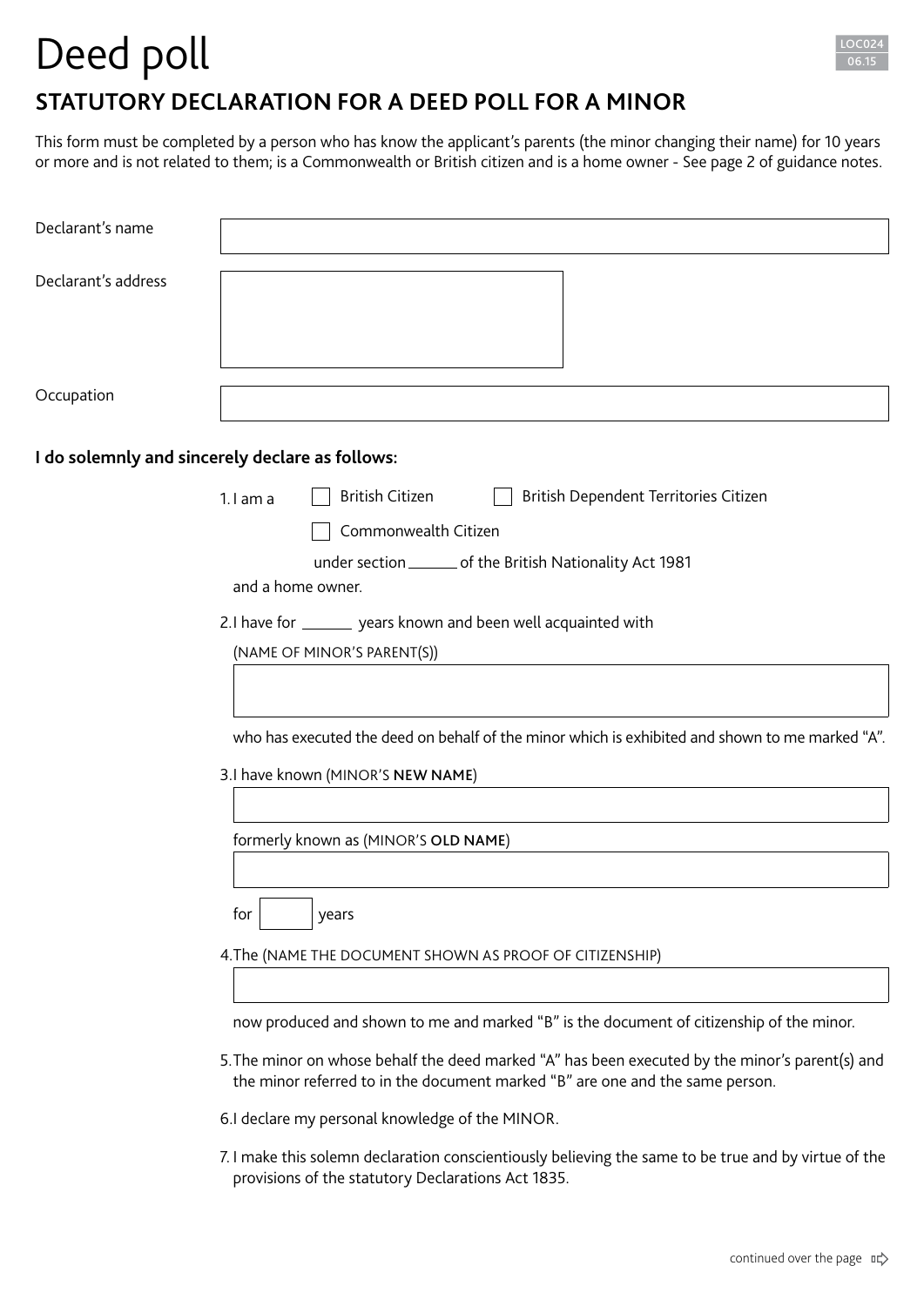# Deed poll

LOC024
06.15

## STATUTORY DECLARATION FOR A DEED POLL FOR A MINOR

This form must be completed by a person who has know the applicant's parents (the minor changing their name) for 10 years or more and is not related to them; is a Commonwealth or British citizen and is a home owner - See page 2 of guidance notes.

Declarant's name

Declarant's address

Occupation

**I do solemnly and sincerely declare as follows:**

1. I am a ☐ British Citizen ☐ British Dependent Territories Citizen ☐ Commonwealth Citizen
   under section ______ of the British Nationality Act 1981
   and a home owner.

2. I have for ______ years known and been well acquainted with
   (NAME OF MINOR'S PARENT(S))

   who has executed the deed on behalf of the minor which is exhibited and shown to me marked "A".

3. I have known (MINOR'S **NEW NAME**)

   formerly known as (MINOR'S **OLD NAME**)

   for ☐ years

4. The (NAME THE DOCUMENT SHOWN AS PROOF OF CITIZENSHIP)

   now produced and shown to me and marked "B" is the document of citizenship of the minor.

5. The minor on whose behalf the deed marked "A" has been executed by the minor's parent(s) and the minor referred to in the document marked "B" are one and the same person.

6. I declare my personal knowledge of the MINOR.

7. I make this solemn declaration conscientiously believing the same to be true and by virtue of the provisions of the statutory Declarations Act 1835.

continued over the page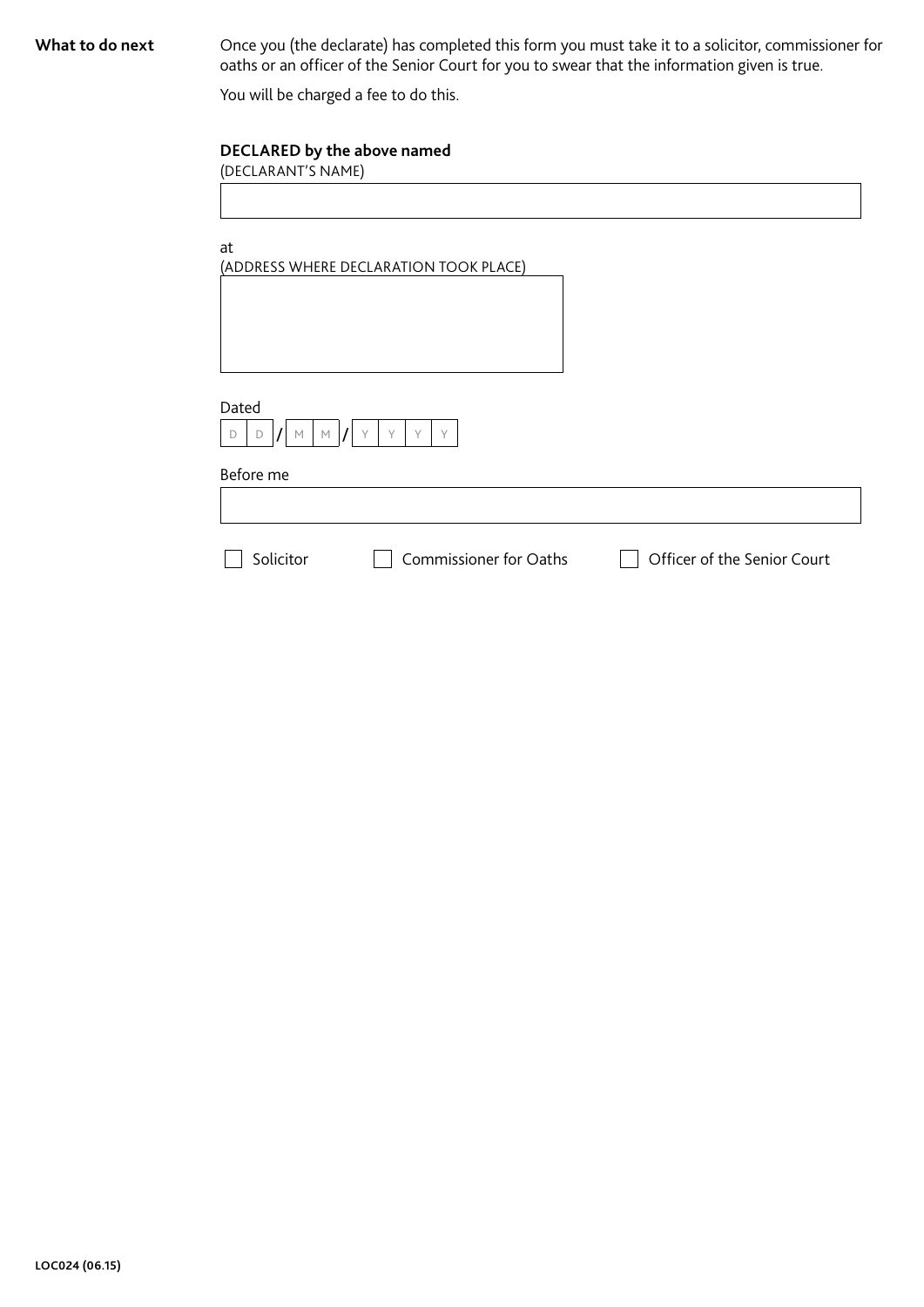**What to do next**

Once you (the declarate) has completed this form you must take it to a solicitor, commissioner for oaths or an officer of the Senior Court for you to swear that the information given is true.

You will be charged a fee to do this.

**DECLARED by the above named**

(DECLARANT'S NAME)

at

(ADDRESS WHERE DECLARATION TOOK PLACE)

Dated

D D / M M / Y Y Y Y

Before me

☐ Solicitor ☐ Commissioner for Oaths ☐ Officer of the Senior Court

**LOC024 (06.15)**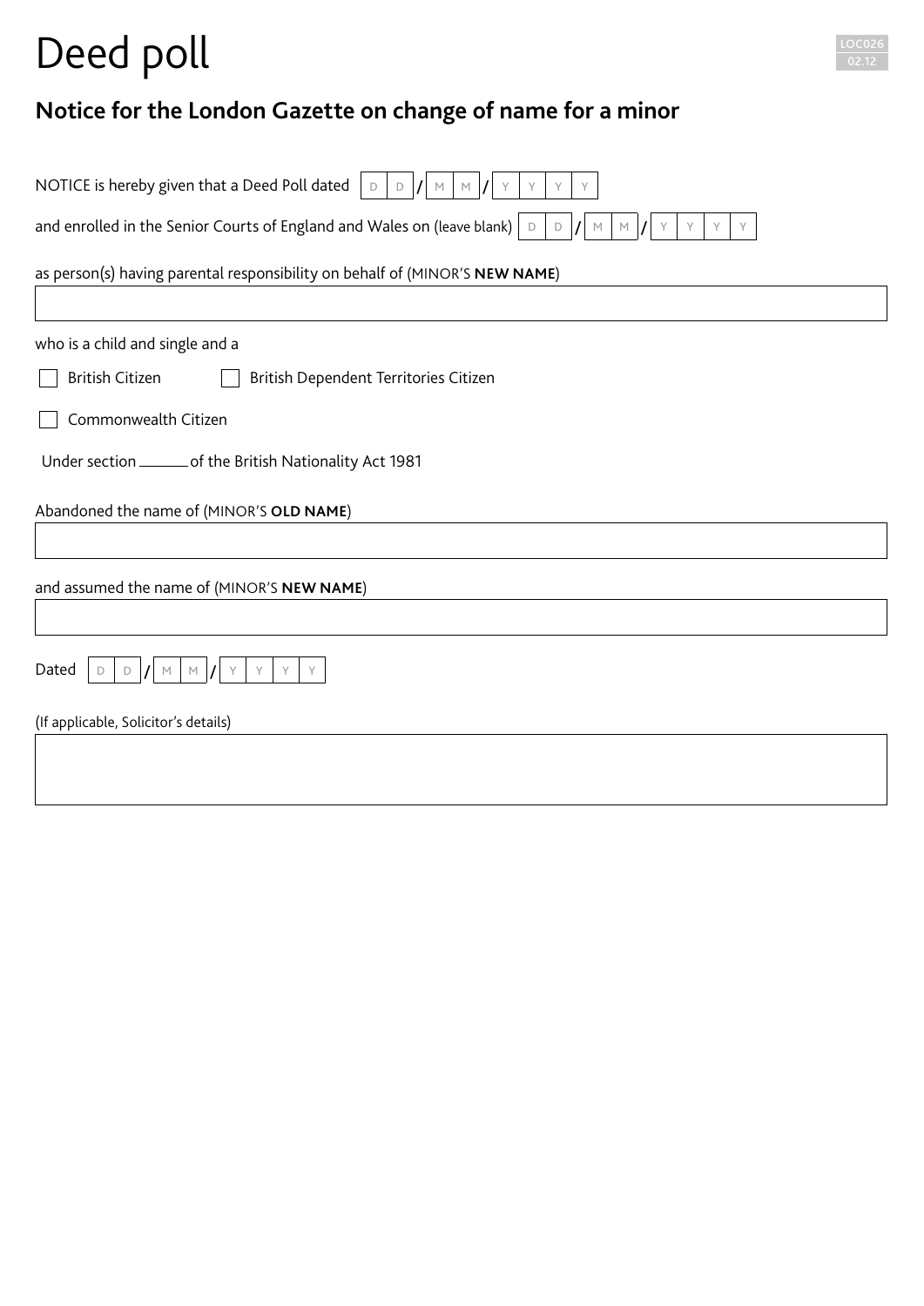# Deed poll

LOC026
02.12

## Notice for the London Gazette on change of name for a minor

NOTICE is hereby given that a Deed Poll dated DD / MM / YYYY

and enrolled in the Senior Courts of England and Wales on (leave blank) DD / MM / YYYY

as person(s) having parental responsibility on behalf of (MINOR'S **NEW NAME**)

who is a child and single and a

- [ ] British Citizen
- [ ] British Dependent Territories Citizen
- [ ] Commonwealth Citizen

Under section ______ of the British Nationality Act 1981

Abandoned the name of (MINOR'S **OLD NAME**)

and assumed the name of (MINOR'S **NEW NAME**)

Dated DD / MM / YYYY

(If applicable, Solicitor's details)